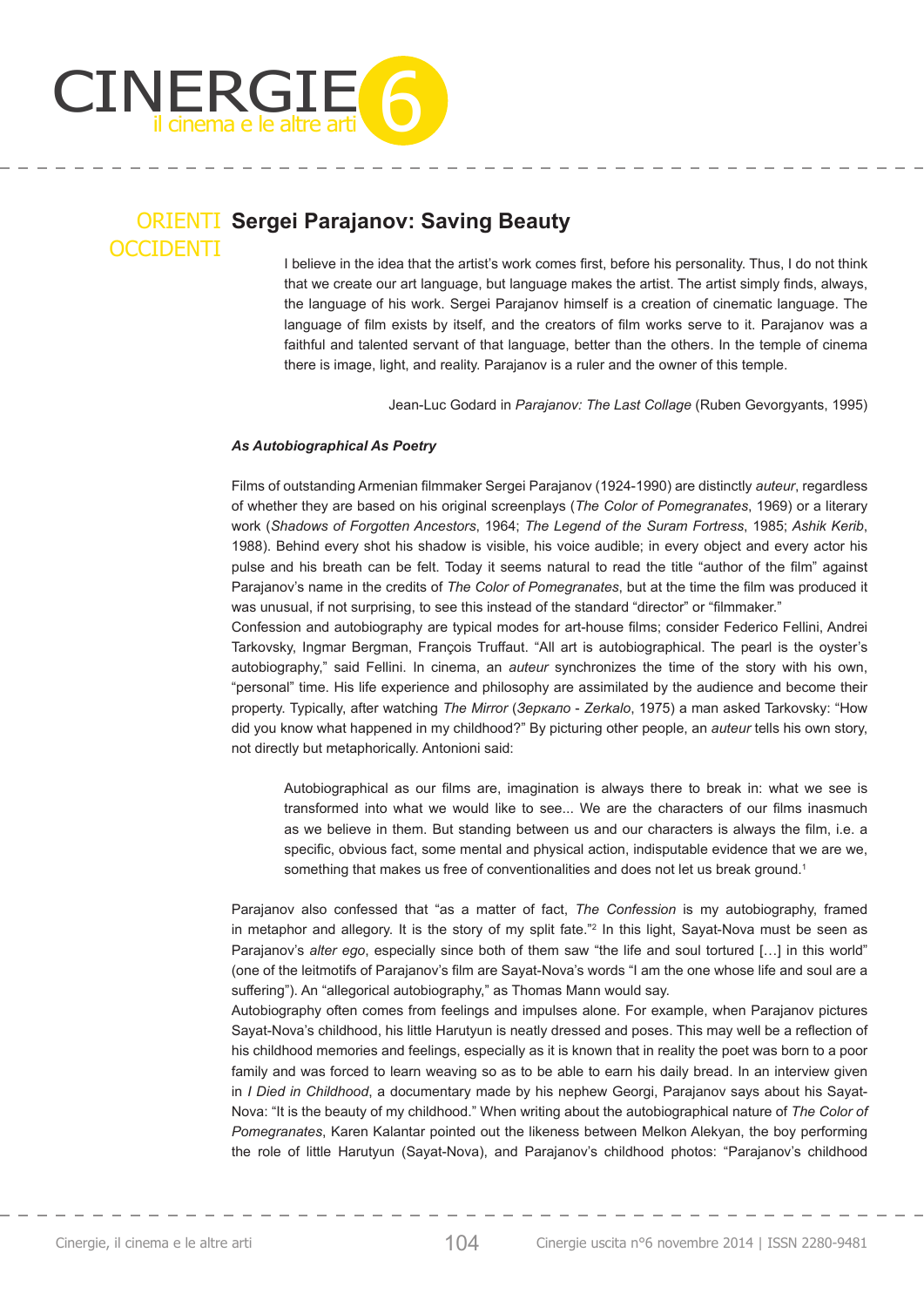ORIENTI OCCIDENTI

# Sergei Parajanov: Saving Beauty

> I believe in the idea that the artist's work comes first, before his personality. Thus, I do not think that we create our art language, but language makes the artist. The artist simply finds, always, the language of his work. Sergei Parajanov himself is a creation of cinematic language. The language of film exists by itself, and the creators of film works serve to it. Parajanov was a faithful and talented servant of that language, better than the others. In the temple of cinema there is image, light, and reality. Parajanov is a ruler and the owner of this temple.
>
> Jean-Luc Godard in *Parajanov: The Last Collage* (Ruben Gevorgyants, 1995)

### *As Autobiographical As Poetry*

Films of outstanding Armenian filmmaker Sergei Parajanov (1924-1990) are distinctly *auteur*, regardless of whether they are based on his original screenplays (*The Color of Pomegranates*, 1969) or a literary work (*Shadows of Forgotten Ancestors*, 1964; *The Legend of the Suram Fortress*, 1985; *Ashik Kerib*, 1988). Behind every shot his shadow is visible, his voice audible; in every object and every actor his pulse and his breath can be felt. Today it seems natural to read the title "author of the film" against Parajanov's name in the credits of *The Color of Pomegranates*, but at the time the film was produced it was unusual, if not surprising, to see this instead of the standard "director" or "filmmaker."

Confession and autobiography are typical modes for art-house films; consider Federico Fellini, Andrei Tarkovsky, Ingmar Bergman, François Truffaut. "All art is autobiographical. The pearl is the oyster's autobiography," said Fellini. In cinema, an *auteur* synchronizes the time of the story with his own, "personal" time. His life experience and philosophy are assimilated by the audience and become their property. Typically, after watching *The Mirror* (*Зеркало - Zerkalo*, 1975) a man asked Tarkovsky: "How did you know what happened in my childhood?" By picturing other people, an *auteur* tells his own story, not directly but metaphorically. Antonioni said:

> Autobiographical as our films are, imagination is always there to break in: what we see is transformed into what we would like to see... We are the characters of our films inasmuch as we believe in them. But standing between us and our characters is always the film, i.e. a specific, obvious fact, some mental and physical action, indisputable evidence that we are we, something that makes us free of conventionalities and does not let us break ground.[1]

Parajanov also confessed that "as a matter of fact, *The Confession* is my autobiography, framed in metaphor and allegory. It is the story of my split fate."[2] In this light, Sayat-Nova must be seen as Parajanov's *alter ego*, especially since both of them saw "the life and soul tortured […] in this world" (one of the leitmotifs of Parajanov's film are Sayat-Nova's words "I am the one whose life and soul are a suffering"). An "allegorical autobiography," as Thomas Mann would say.

Autobiography often comes from feelings and impulses alone. For example, when Parajanov pictures Sayat-Nova's childhood, his little Harutyun is neatly dressed and poses. This may well be a reflection of his childhood memories and feelings, especially as it is known that in reality the poet was born to a poor family and was forced to learn weaving so as to be able to earn his daily bread. In an interview given in *I Died in Childhood*, a documentary made by his nephew Georgi, Parajanov says about his Sayat-Nova: "It is the beauty of my childhood." When writing about the autobiographical nature of *The Color of Pomegranates*, Karen Kalantar pointed out the likeness between Melkon Alekyan, the boy performing the role of little Harutyun (Sayat-Nova), and Parajanov's childhood photos: "Parajanov's childhood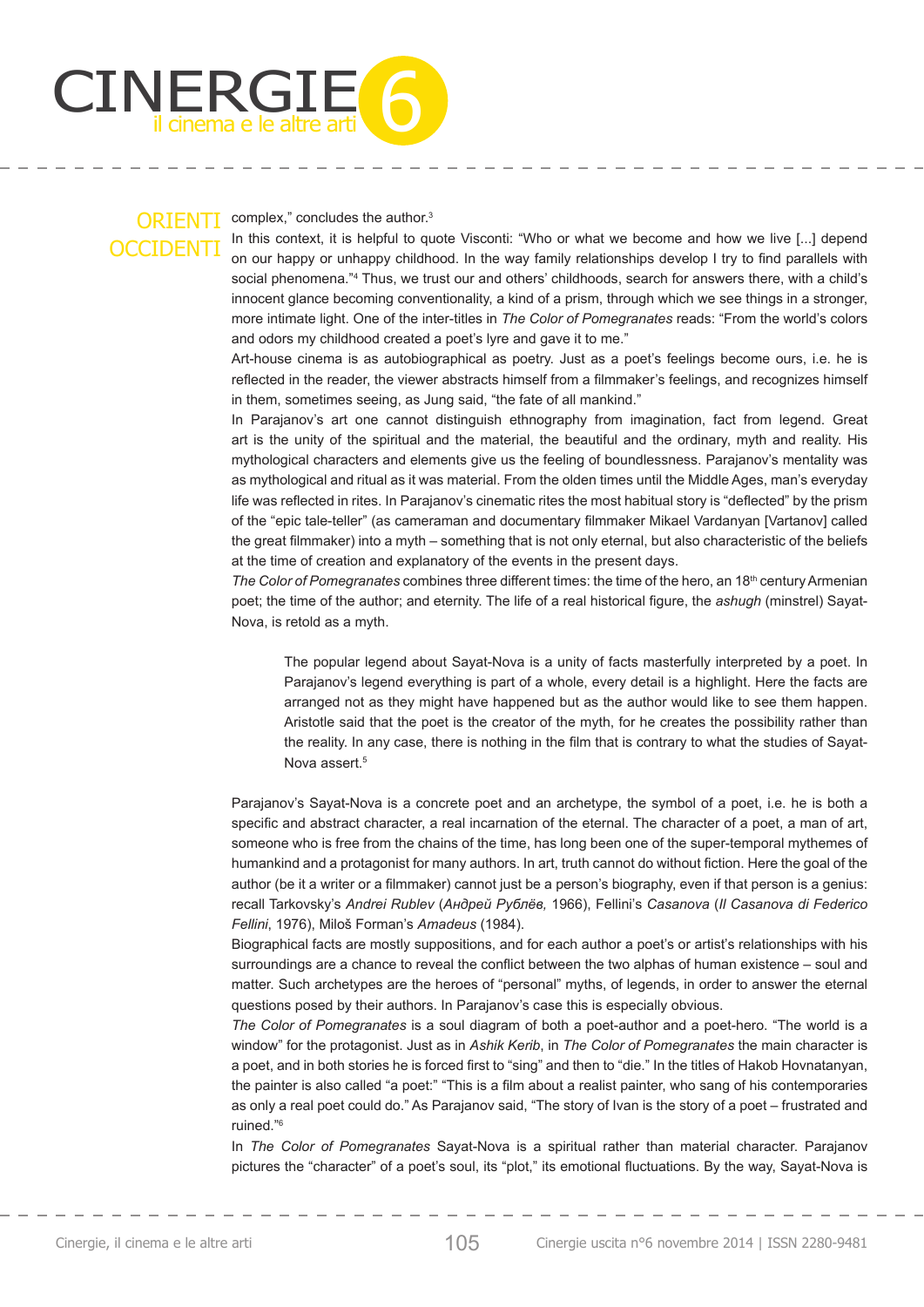complex," concludes the author.[3]

In this context, it is helpful to quote Visconti: "Who or what we become and how we live [...] depend on our happy or unhappy childhood. In the way family relationships develop I try to find parallels with social phenomena."[4] Thus, we trust our and others' childhoods, search for answers there, with a child's innocent glance becoming conventionality, a kind of a prism, through which we see things in a stronger, more intimate light. One of the inter-titles in *The Color of Pomegranates* reads: "From the world's colors and odors my childhood created a poet's lyre and gave it to me."

Art-house cinema is as autobiographical as poetry. Just as a poet's feelings become ours, i.e. he is reflected in the reader, the viewer abstracts himself from a filmmaker's feelings, and recognizes himself in them, sometimes seeing, as Jung said, "the fate of all mankind."

In Parajanov's art one cannot distinguish ethnography from imagination, fact from legend. Great art is the unity of the spiritual and the material, the beautiful and the ordinary, myth and reality. His mythological characters and elements give us the feeling of boundlessness. Parajanov's mentality was as mythological and ritual as it was material. From the olden times until the Middle Ages, man's everyday life was reflected in rites. In Parajanov's cinematic rites the most habitual story is "deflected" by the prism of the "epic tale-teller" (as cameraman and documentary filmmaker Mikael Vardanyan [Vartanov] called the great filmmaker) into a myth – something that is not only eternal, but also characteristic of the beliefs at the time of creation and explanatory of the events in the present days.

*The Color of Pomegranates* combines three different times: the time of the hero, an 18th century Armenian poet; the time of the author; and eternity. The life of a real historical figure, the *ashugh* (minstrel) Sayat-Nova, is retold as a myth.

> The popular legend about Sayat-Nova is a unity of facts masterfully interpreted by a poet. In Parajanov's legend everything is part of a whole, every detail is a highlight. Here the facts are arranged not as they might have happened but as the author would like to see them happen. Aristotle said that the poet is the creator of the myth, for he creates the possibility rather than the reality. In any case, there is nothing in the film that is contrary to what the studies of Sayat-Nova assert.[5]

Parajanov's Sayat-Nova is a concrete poet and an archetype, the symbol of a poet, i.e. he is both a specific and abstract character, a real incarnation of the eternal. The character of a poet, a man of art, someone who is free from the chains of the time, has long been one of the super-temporal mythemes of humankind and a protagonist for many authors. In art, truth cannot do without fiction. Here the goal of the author (be it a writer or a filmmaker) cannot just be a person's biography, even if that person is a genius: recall Tarkovsky's *Andrei Rublev* (*Андрей Рублёв,* 1966), Fellini's *Casanova* (*Il Casanova di Federico Fellini*, 1976), Miloš Forman's *Amadeus* (1984).

Biographical facts are mostly suppositions, and for each author a poet's or artist's relationships with his surroundings are a chance to reveal the conflict between the two alphas of human existence – soul and matter. Such archetypes are the heroes of "personal" myths, of legends, in order to answer the eternal questions posed by their authors. In Parajanov's case this is especially obvious.

*The Color of Pomegranates* is a soul diagram of both a poet-author and a poet-hero. "The world is a window" for the protagonist. Just as in *Ashik Kerib*, in *The Color of Pomegranates* the main character is a poet, and in both stories he is forced first to "sing" and then to "die." In the titles of Hakob Hovnatanyan, the painter is also called "a poet:" "This is a film about a realist painter, who sang of his contemporaries as only a real poet could do." As Parajanov said, "The story of Ivan is the story of a poet – frustrated and ruined."[6]

In *The Color of Pomegranates* Sayat-Nova is a spiritual rather than material character. Parajanov pictures the "character" of a poet's soul, its "plot," its emotional fluctuations. By the way, Sayat-Nova is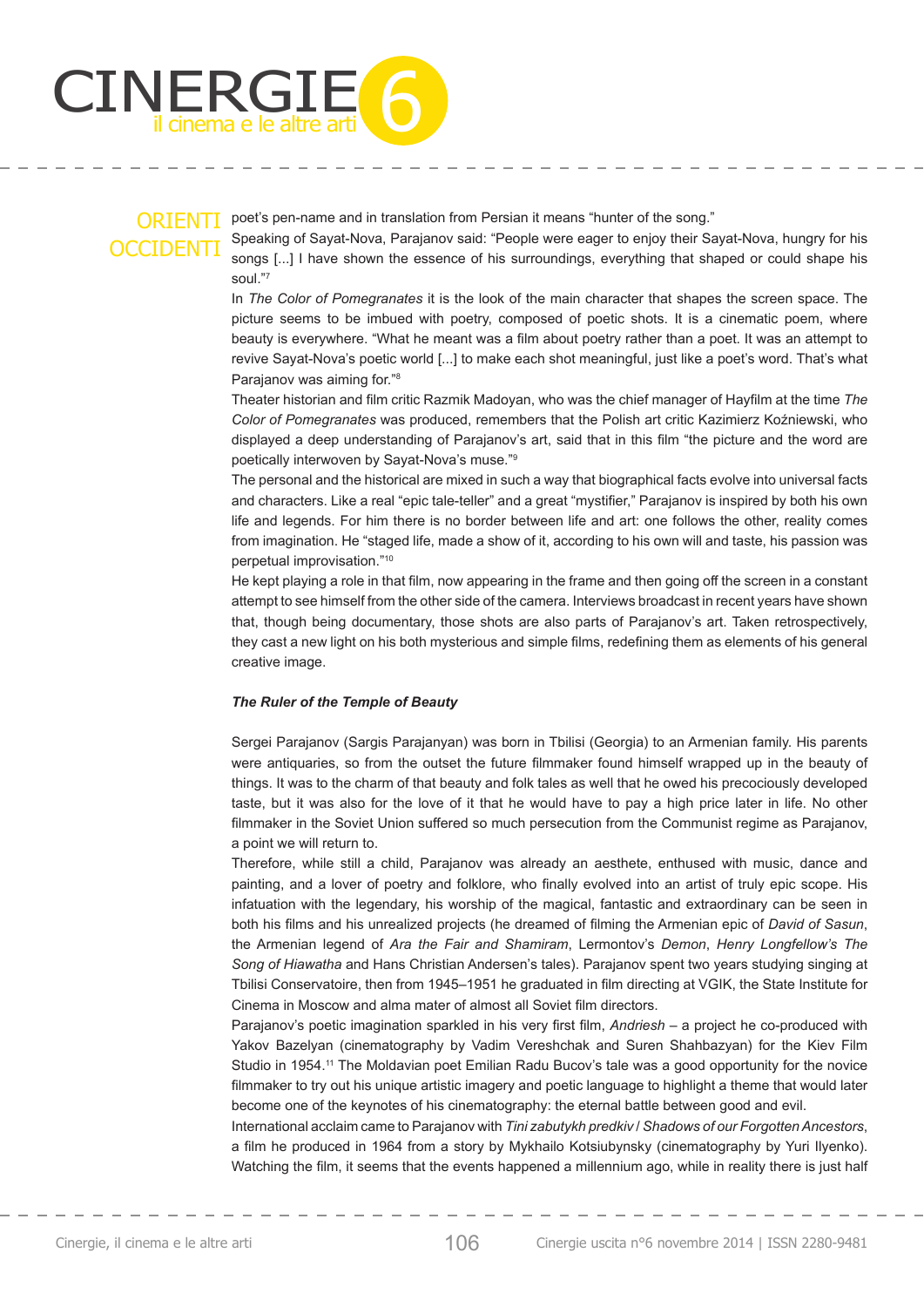poet's pen-name and in translation from Persian it means "hunter of the song."

Speaking of Sayat-Nova, Parajanov said: "People were eager to enjoy their Sayat-Nova, hungry for his songs [...] I have shown the essence of his surroundings, everything that shaped or could shape his soul."[7]

In *The Color of Pomegranates* it is the look of the main character that shapes the screen space. The picture seems to be imbued with poetry, composed of poetic shots. It is a cinematic poem, where beauty is everywhere. "What he meant was a film about poetry rather than a poet. It was an attempt to revive Sayat-Nova's poetic world [...] to make each shot meaningful, just like a poet's word. That's what Parajanov was aiming for."[8]

Theater historian and film critic Razmik Madoyan, who was the chief manager of Hayfilm at the time *The Color of Pomegranates* was produced, remembers that the Polish art critic Kazimierz Koźniewski, who displayed a deep understanding of Parajanov's art, said that in this film "the picture and the word are poetically interwoven by Sayat-Nova's muse."[9]

The personal and the historical are mixed in such a way that biographical facts evolve into universal facts and characters. Like a real "epic tale-teller" and a great "mystifier," Parajanov is inspired by both his own life and legends. For him there is no border between life and art: one follows the other, reality comes from imagination. He "staged life, made a show of it, according to his own will and taste, his passion was perpetual improvisation."[10]

He kept playing a role in that film, now appearing in the frame and then going off the screen in a constant attempt to see himself from the other side of the camera. Interviews broadcast in recent years have shown that, though being documentary, those shots are also parts of Parajanov's art. Taken retrospectively, they cast a new light on his both mysterious and simple films, redefining them as elements of his general creative image.

### *The Ruler of the Temple of Beauty*

Sergei Parajanov (Sargis Parajanyan) was born in Tbilisi (Georgia) to an Armenian family. His parents were antiquaries, so from the outset the future filmmaker found himself wrapped up in the beauty of things. It was to the charm of that beauty and folk tales as well that he owed his precociously developed taste, but it was also for the love of it that he would have to pay a high price later in life. No other filmmaker in the Soviet Union suffered so much persecution from the Communist regime as Parajanov, a point we will return to.

Therefore, while still a child, Parajanov was already an aesthete, enthused with music, dance and painting, and a lover of poetry and folklore, who finally evolved into an artist of truly epic scope. His infatuation with the legendary, his worship of the magical, fantastic and extraordinary can be seen in both his films and his unrealized projects (he dreamed of filming the Armenian epic of *David of Sasun*, the Armenian legend of *Ara the Fair and Shamiram*, Lermontov's *Demon*, *Henry Longfellow's The Song of Hiawatha* and Hans Christian Andersen's tales). Parajanov spent two years studying singing at Tbilisi Conservatoire, then from 1945–1951 he graduated in film directing at VGIK, the State Institute for Cinema in Moscow and alma mater of almost all Soviet film directors.

Parajanov's poetic imagination sparkled in his very first film, *Andriesh* – a project he co-produced with Yakov Bazelyan (cinematography by Vadim Vereshchak and Suren Shahbazyan) for the Kiev Film Studio in 1954.[11] The Moldavian poet Emilian Radu Bucov's tale was a good opportunity for the novice filmmaker to try out his unique artistic imagery and poetic language to highlight a theme that would later become one of the keynotes of his cinematography: the eternal battle between good and evil.

International acclaim came to Parajanov with *Tini zabutykh predkiv* / *Shadows of our Forgotten Ancestors*, a film he produced in 1964 from a story by Mykhailo Kotsiubynsky (cinematography by Yuri Ilyenko). Watching the film, it seems that the events happened a millennium ago, while in reality there is just half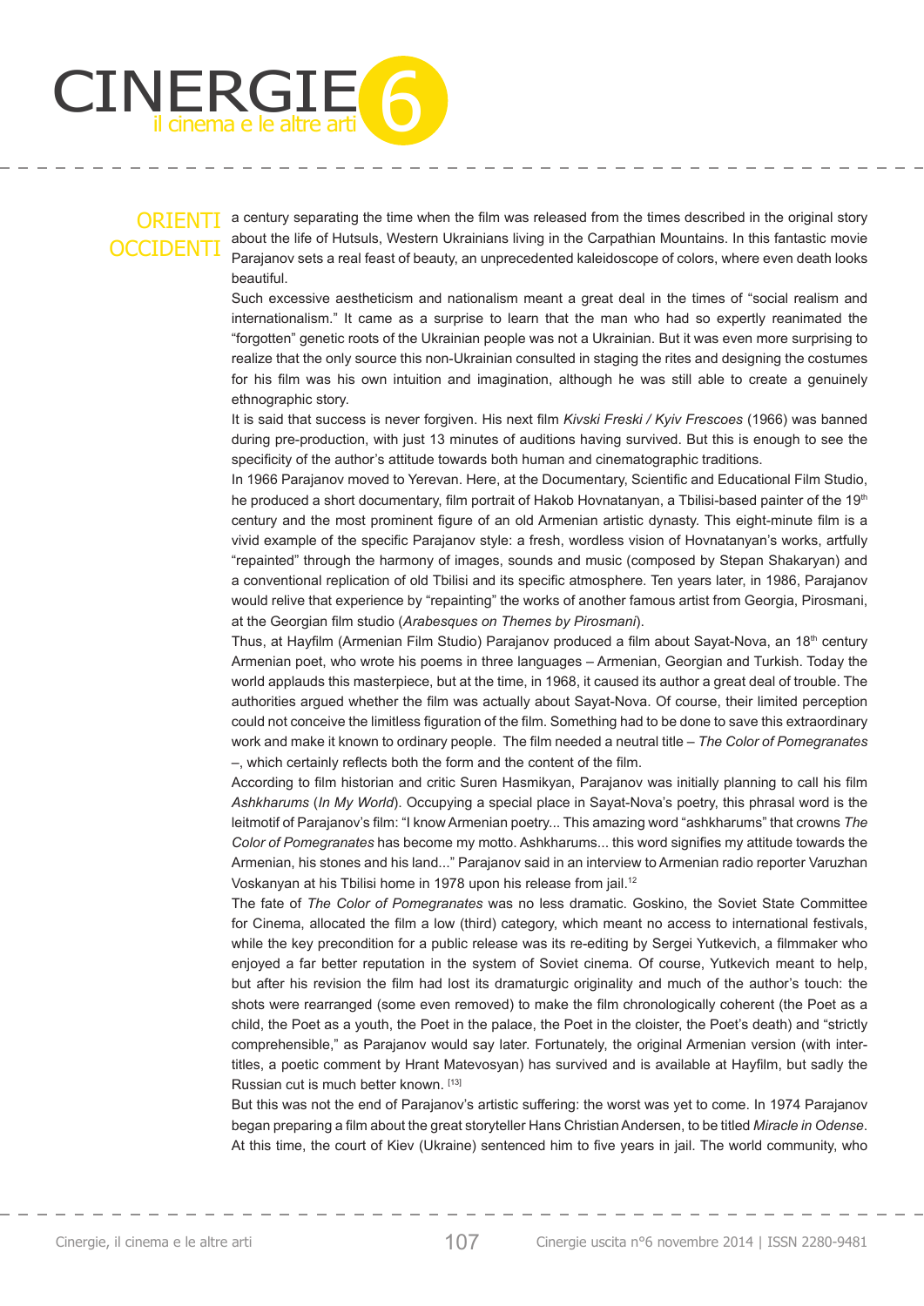a century separating the time when the film was released from the times described in the original story about the life of Hutsuls, Western Ukrainians living in the Carpathian Mountains. In this fantastic movie Parajanov sets a real feast of beauty, an unprecedented kaleidoscope of colors, where even death looks beautiful.

Such excessive aestheticism and nationalism meant a great deal in the times of "social realism and internationalism." It came as a surprise to learn that the man who had so expertly reanimated the "forgotten" genetic roots of the Ukrainian people was not a Ukrainian. But it was even more surprising to realize that the only source this non-Ukrainian consulted in staging the rites and designing the costumes for his film was his own intuition and imagination, although he was still able to create a genuinely ethnographic story.

It is said that success is never forgiven. His next film *Kivski Freski / Kyiv Frescoes* (1966) was banned during pre-production, with just 13 minutes of auditions having survived. But this is enough to see the specificity of the author's attitude towards both human and cinematographic traditions.

In 1966 Parajanov moved to Yerevan. Here, at the Documentary, Scientific and Educational Film Studio, he produced a short documentary, film portrait of Hakob Hovnatanyan, a Tbilisi-based painter of the 19th century and the most prominent figure of an old Armenian artistic dynasty. This eight-minute film is a vivid example of the specific Parajanov style: a fresh, wordless vision of Hovnatanyan's works, artfully "repainted" through the harmony of images, sounds and music (composed by Stepan Shakaryan) and a conventional replication of old Tbilisi and its specific atmosphere. Ten years later, in 1986, Parajanov would relive that experience by "repainting" the works of another famous artist from Georgia, Pirosmani, at the Georgian film studio (*Arabesques on Themes by Pirosmani*).

Thus, at Hayfilm (Armenian Film Studio) Parajanov produced a film about Sayat-Nova, an 18th century Armenian poet, who wrote his poems in three languages – Armenian, Georgian and Turkish. Today the world applauds this masterpiece, but at the time, in 1968, it caused its author a great deal of trouble. The authorities argued whether the film was actually about Sayat-Nova. Of course, their limited perception could not conceive the limitless figuration of the film. Something had to be done to save this extraordinary work and make it known to ordinary people. The film needed a neutral title – *The Color of Pomegranates* –, which certainly reflects both the form and the content of the film.

According to film historian and critic Suren Hasmikyan, Parajanov was initially planning to call his film *Ashkharums* (*In My World*). Occupying a special place in Sayat-Nova's poetry, this phrasal word is the leitmotif of Parajanov's film: "I know Armenian poetry... This amazing word "ashkharums" that crowns *The Color of Pomegranates* has become my motto. Ashkharums... this word signifies my attitude towards the Armenian, his stones and his land..." Parajanov said in an interview to Armenian radio reporter Varuzhan Voskanyan at his Tbilisi home in 1978 upon his release from jail.[12]

The fate of *The Color of Pomegranates* was no less dramatic. Goskino, the Soviet State Committee for Cinema, allocated the film a low (third) category, which meant no access to international festivals, while the key precondition for a public release was its re-editing by Sergei Yutkevich, a filmmaker who enjoyed a far better reputation in the system of Soviet cinema. Of course, Yutkevich meant to help, but after his revision the film had lost its dramaturgic originality and much of the author's touch: the shots were rearranged (some even removed) to make the film chronologically coherent (the Poet as a child, the Poet as a youth, the Poet in the palace, the Poet in the cloister, the Poet's death) and "strictly comprehensible," as Parajanov would say later. Fortunately, the original Armenian version (with inter-titles, a poetic comment by Hrant Matevosyan) has survived and is available at Hayfilm, but sadly the Russian cut is much better known. [13]

But this was not the end of Parajanov's artistic suffering: the worst was yet to come. In 1974 Parajanov began preparing a film about the great storyteller Hans Christian Andersen, to be titled *Miracle in Odense*. At this time, the court of Kiev (Ukraine) sentenced him to five years in jail. The world community, who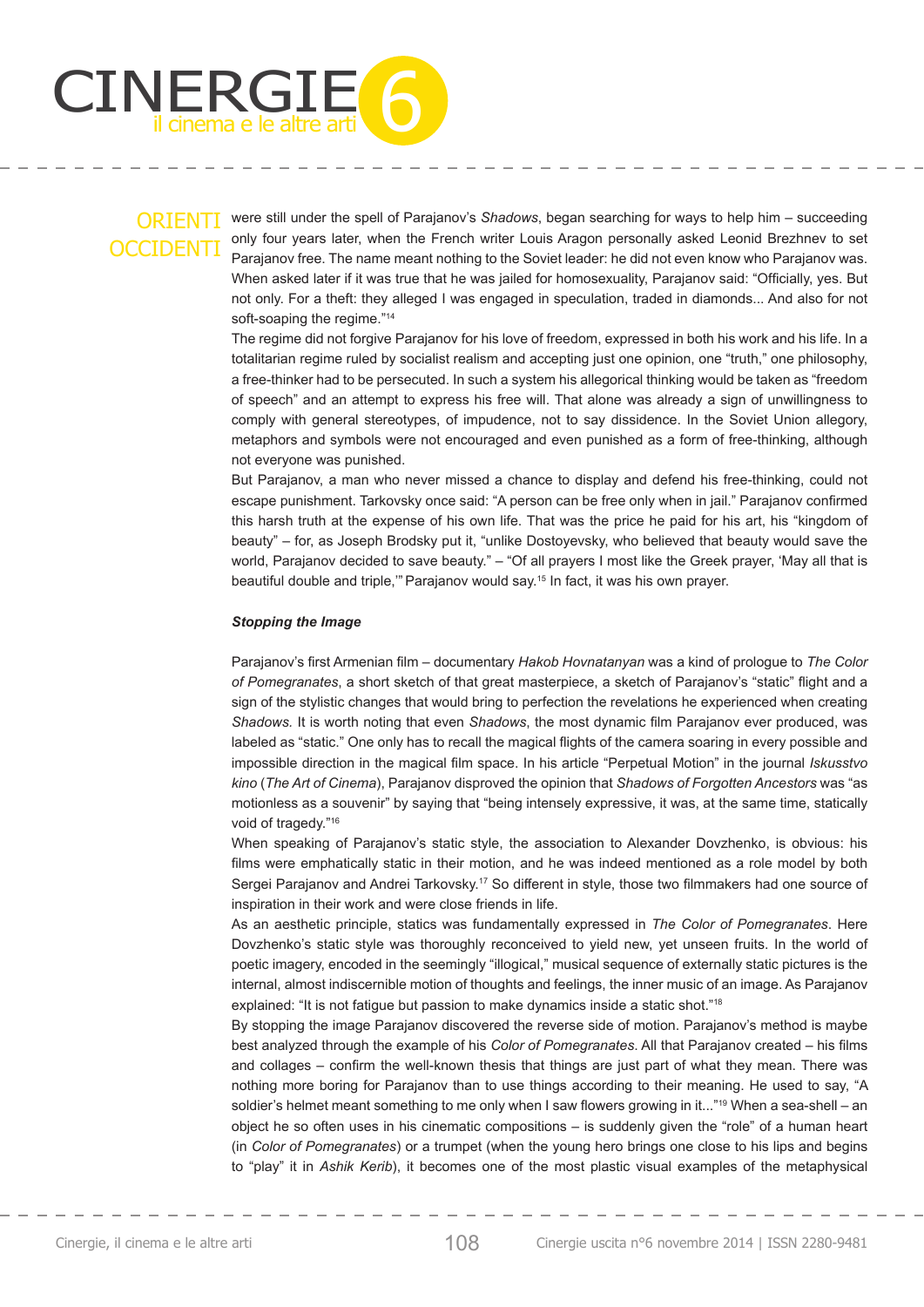were still under the spell of Parajanov's *Shadows*, began searching for ways to help him – succeeding only four years later, when the French writer Louis Aragon personally asked Leonid Brezhnev to set Parajanov free. The name meant nothing to the Soviet leader: he did not even know who Parajanov was. When asked later if it was true that he was jailed for homosexuality, Parajanov said: "Officially, yes. But not only. For a theft: they alleged I was engaged in speculation, traded in diamonds... And also for not soft-soaping the regime."[14]

The regime did not forgive Parajanov for his love of freedom, expressed in both his work and his life. In a totalitarian regime ruled by socialist realism and accepting just one opinion, one "truth," one philosophy, a free-thinker had to be persecuted. In such a system his allegorical thinking would be taken as "freedom of speech" and an attempt to express his free will. That alone was already a sign of unwillingness to comply with general stereotypes, of impudence, not to say dissidence. In the Soviet Union allegory, metaphors and symbols were not encouraged and even punished as a form of free-thinking, although not everyone was punished.

But Parajanov, a man who never missed a chance to display and defend his free-thinking, could not escape punishment. Tarkovsky once said: "A person can be free only when in jail." Parajanov confirmed this harsh truth at the expense of his own life. That was the price he paid for his art, his "kingdom of beauty" – for, as Joseph Brodsky put it, "unlike Dostoyevsky, who believed that beauty would save the world, Parajanov decided to save beauty." – "Of all prayers I most like the Greek prayer, 'May all that is beautiful double and triple,'" Parajanov would say.[15] In fact, it was his own prayer.

### *Stopping the Image*

Parajanov's first Armenian film – documentary *Hakob Hovnatanyan* was a kind of prologue to *The Color of Pomegranates*, a short sketch of that great masterpiece, a sketch of Parajanov's "static" flight and a sign of the stylistic changes that would bring to perfection the revelations he experienced when creating *Shadows*. It is worth noting that even *Shadows*, the most dynamic film Parajanov ever produced, was labeled as "static." One only has to recall the magical flights of the camera soaring in every possible and impossible direction in the magical film space. In his article "Perpetual Motion" in the journal *Iskusstvo kino* (*The Art of Cinema*), Parajanov disproved the opinion that *Shadows of Forgotten Ancestors* was "as motionless as a souvenir" by saying that "being intensely expressive, it was, at the same time, statically void of tragedy."[16]

When speaking of Parajanov's static style, the association to Alexander Dovzhenko, is obvious: his films were emphatically static in their motion, and he was indeed mentioned as a role model by both Sergei Parajanov and Andrei Tarkovsky.[17] So different in style, those two filmmakers had one source of inspiration in their work and were close friends in life.

As an aesthetic principle, statics was fundamentally expressed in *The Color of Pomegranates*. Here Dovzhenko's static style was thoroughly reconceived to yield new, yet unseen fruits. In the world of poetic imagery, encoded in the seemingly "illogical," musical sequence of externally static pictures is the internal, almost indiscernible motion of thoughts and feelings, the inner music of an image. As Parajanov explained: "It is not fatigue but passion to make dynamics inside a static shot."[18]

By stopping the image Parajanov discovered the reverse side of motion. Parajanov's method is maybe best analyzed through the example of his *Color of Pomegranates*. All that Parajanov created – his films and collages – confirm the well-known thesis that things are just part of what they mean. There was nothing more boring for Parajanov than to use things according to their meaning. He used to say, "A soldier's helmet meant something to me only when I saw flowers growing in it..."[19] When a sea-shell – an object he so often uses in his cinematic compositions – is suddenly given the "role" of a human heart (in *Color of Pomegranates*) or a trumpet (when the young hero brings one close to his lips and begins to "play" it in *Ashik Kerib*), it becomes one of the most plastic visual examples of the metaphysical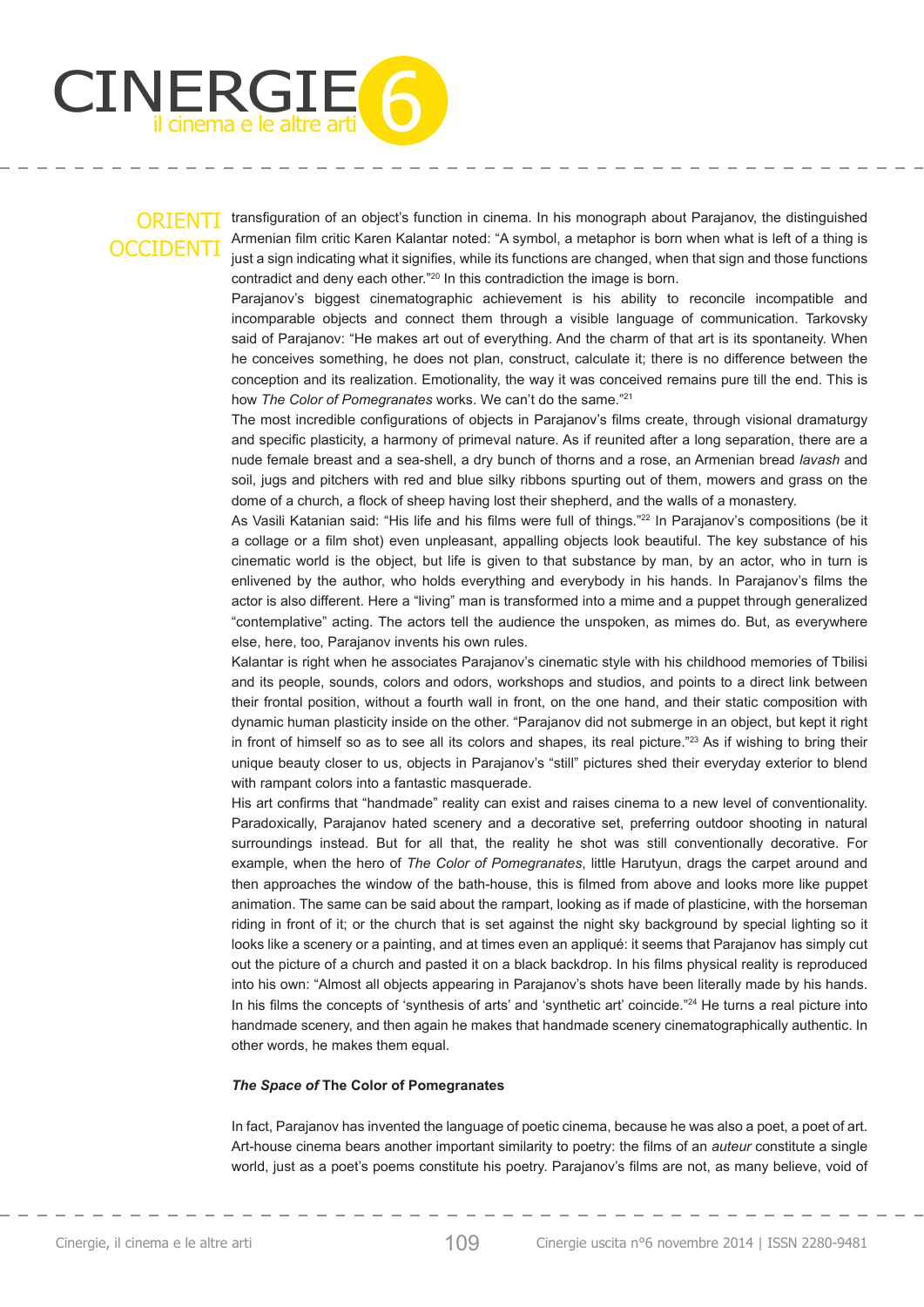transfiguration of an object's function in cinema. In his monograph about Parajanov, the distinguished Armenian film critic Karen Kalantar noted: "A symbol, a metaphor is born when what is left of a thing is just a sign indicating what it signifies, while its functions are changed, when that sign and those functions contradict and deny each other."[20] In this contradiction the image is born.

Parajanov's biggest cinematographic achievement is his ability to reconcile incompatible and incomparable objects and connect them through a visible language of communication. Tarkovsky said of Parajanov: "He makes art out of everything. And the charm of that art is its spontaneity. When he conceives something, he does not plan, construct, calculate it; there is no difference between the conception and its realization. Emotionality, the way it was conceived remains pure till the end. This is how *The Color of Pomegranates* works. We can't do the same."[21]

The most incredible configurations of objects in Parajanov's films create, through visional dramaturgy and specific plasticity, a harmony of primeval nature. As if reunited after a long separation, there are a nude female breast and a sea-shell, a dry bunch of thorns and a rose, an Armenian bread *lavash* and soil, jugs and pitchers with red and blue silky ribbons spurting out of them, mowers and grass on the dome of a church, a flock of sheep having lost their shepherd, and the walls of a monastery.

As Vasili Katanian said: "His life and his films were full of things."[22] In Parajanov's compositions (be it a collage or a film shot) even unpleasant, appalling objects look beautiful. The key substance of his cinematic world is the object, but life is given to that substance by man, by an actor, who in turn is enlivened by the author, who holds everything and everybody in his hands. In Parajanov's films the actor is also different. Here a "living" man is transformed into a mime and a puppet through generalized "contemplative" acting. The actors tell the audience the unspoken, as mimes do. But, as everywhere else, here, too, Parajanov invents his own rules.

Kalantar is right when he associates Parajanov's cinematic style with his childhood memories of Tbilisi and its people, sounds, colors and odors, workshops and studios, and points to a direct link between their frontal position, without a fourth wall in front, on the one hand, and their static composition with dynamic human plasticity inside on the other. "Parajanov did not submerge in an object, but kept it right in front of himself so as to see all its colors and shapes, its real picture."[23] As if wishing to bring their unique beauty closer to us, objects in Parajanov's "still" pictures shed their everyday exterior to blend with rampant colors into a fantastic masquerade.

His art confirms that "handmade" reality can exist and raises cinema to a new level of conventionality. Paradoxically, Parajanov hated scenery and a decorative set, preferring outdoor shooting in natural surroundings instead. But for all that, the reality he shot was still conventionally decorative. For example, when the hero of *The Color of Pomegranates*, little Harutyun, drags the carpet around and then approaches the window of the bath-house, this is filmed from above and looks more like puppet animation. The same can be said about the rampart, looking as if made of plasticine, with the horseman riding in front of it; or the church that is set against the night sky background by special lighting so it looks like a scenery or a painting, and at times even an appliqué: it seems that Parajanov has simply cut out the picture of a church and pasted it on a black backdrop. In his films physical reality is reproduced into his own: "Almost all objects appearing in Parajanov's shots have been literally made by his hands. In his films the concepts of 'synthesis of arts' and 'synthetic art' coincide."[24] He turns a real picture into handmade scenery, and then again he makes that handmade scenery cinematographically authentic. In other words, he makes them equal.

#### *The Space of* The Color of Pomegranates

In fact, Parajanov has invented the language of poetic cinema, because he was also a poet, a poet of art. Art-house cinema bears another important similarity to poetry: the films of an *auteur* constitute a single world, just as a poet's poems constitute his poetry. Parajanov's films are not, as many believe, void of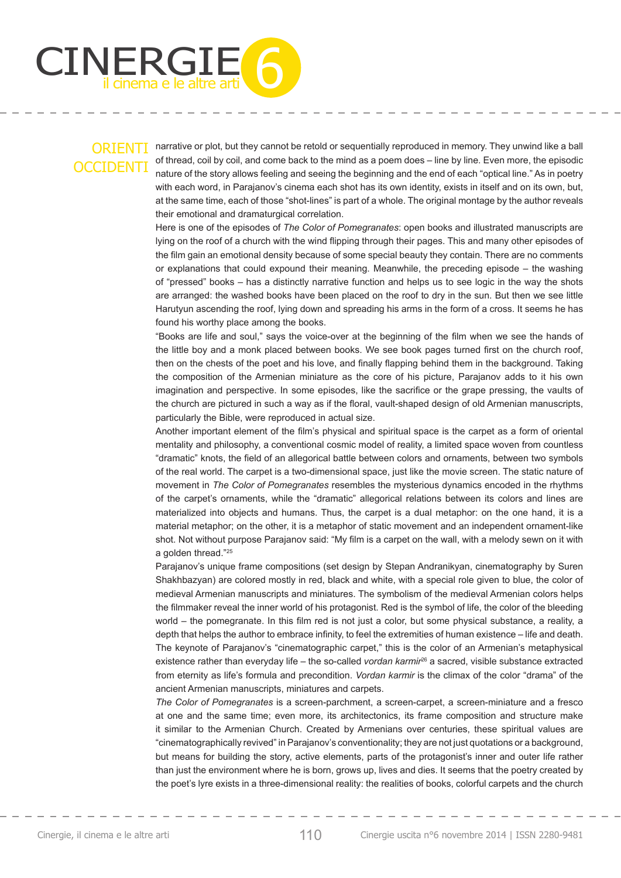narrative or plot, but they cannot be retold or sequentially reproduced in memory. They unwind like a ball of thread, coil by coil, and come back to the mind as a poem does – line by line. Even more, the episodic nature of the story allows feeling and seeing the beginning and the end of each "optical line." As in poetry with each word, in Parajanov's cinema each shot has its own identity, exists in itself and on its own, but, at the same time, each of those "shot-lines" is part of a whole. The original montage by the author reveals their emotional and dramaturgical correlation.

Here is one of the episodes of *The Color of Pomegranates*: open books and illustrated manuscripts are lying on the roof of a church with the wind flipping through their pages. This and many other episodes of the film gain an emotional density because of some special beauty they contain. There are no comments or explanations that could expound their meaning. Meanwhile, the preceding episode – the washing of "pressed" books – has a distinctly narrative function and helps us to see logic in the way the shots are arranged: the washed books have been placed on the roof to dry in the sun. But then we see little Harutyun ascending the roof, lying down and spreading his arms in the form of a cross. It seems he has found his worthy place among the books.

"Books are life and soul," says the voice-over at the beginning of the film when we see the hands of the little boy and a monk placed between books. We see book pages turned first on the church roof, then on the chests of the poet and his love, and finally flapping behind them in the background. Taking the composition of the Armenian miniature as the core of his picture, Parajanov adds to it his own imagination and perspective. In some episodes, like the sacrifice or the grape pressing, the vaults of the church are pictured in such a way as if the floral, vault-shaped design of old Armenian manuscripts, particularly the Bible, were reproduced in actual size.

Another important element of the film's physical and spiritual space is the carpet as a form of oriental mentality and philosophy, a conventional cosmic model of reality, a limited space woven from countless "dramatic" knots, the field of an allegorical battle between colors and ornaments, between two symbols of the real world. The carpet is a two-dimensional space, just like the movie screen. The static nature of movement in *The Color of Pomegranates* resembles the mysterious dynamics encoded in the rhythms of the carpet's ornaments, while the "dramatic" allegorical relations between its colors and lines are materialized into objects and humans. Thus, the carpet is a dual metaphor: on the one hand, it is a material metaphor; on the other, it is a metaphor of static movement and an independent ornament-like shot. Not without purpose Parajanov said: "My film is a carpet on the wall, with a melody sewn on it with a golden thread."[25]

Parajanov's unique frame compositions (set design by Stepan Andranikyan, cinematography by Suren Shakhbazyan) are colored mostly in red, black and white, with a special role given to blue, the color of medieval Armenian manuscripts and miniatures. The symbolism of the medieval Armenian colors helps the filmmaker reveal the inner world of his protagonist. Red is the symbol of life, the color of the bleeding world – the pomegranate. In this film red is not just a color, but some physical substance, a reality, a depth that helps the author to embrace infinity, to feel the extremities of human existence – life and death. The keynote of Parajanov's "cinematographic carpet," this is the color of an Armenian's metaphysical existence rather than everyday life – the so-called *vordan karmir*[26] a sacred, visible substance extracted from eternity as life's formula and precondition. *Vordan karmir* is the climax of the color "drama" of the ancient Armenian manuscripts, miniatures and carpets.

*The Color of Pomegranates* is a screen-parchment, a screen-carpet, a screen-miniature and a fresco at one and the same time; even more, its architectonics, its frame composition and structure make it similar to the Armenian Church. Created by Armenians over centuries, these spiritual values are "cinematographically revived" in Parajanov's conventionality; they are not just quotations or a background, but means for building the story, active elements, parts of the protagonist's inner and outer life rather than just the environment where he is born, grows up, lives and dies. It seems that the poetry created by the poet's lyre exists in a three-dimensional reality: the realities of books, colorful carpets and the church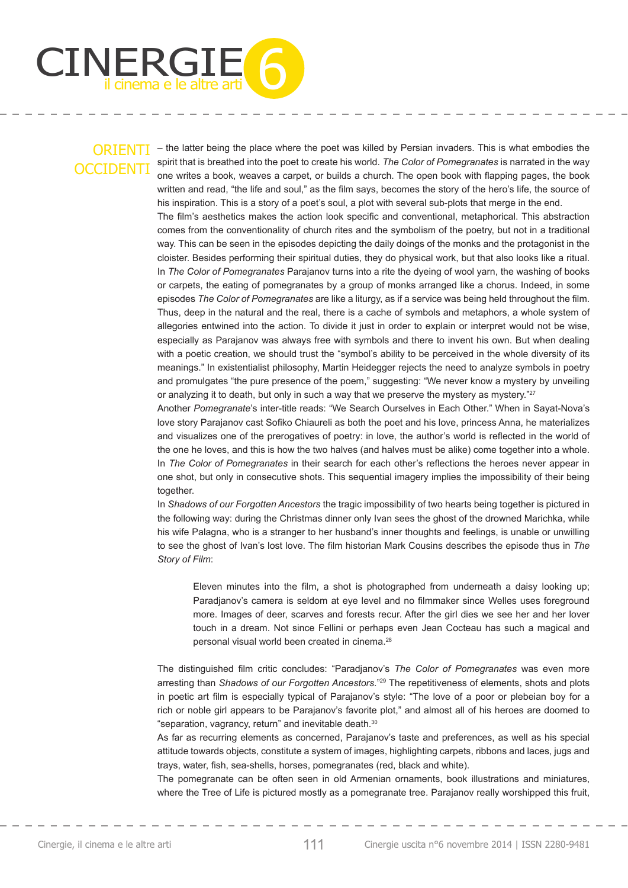– the latter being the place where the poet was killed by Persian invaders. This is what embodies the spirit that is breathed into the poet to create his world. *The Color of Pomegranates* is narrated in the way one writes a book, weaves a carpet, or builds a church. The open book with flapping pages, the book written and read, "the life and soul," as the film says, becomes the story of the hero's life, the source of his inspiration. This is a story of a poet's soul, a plot with several sub-plots that merge in the end.

The film's aesthetics makes the action look specific and conventional, metaphorical. This abstraction comes from the conventionality of church rites and the symbolism of the poetry, but not in a traditional way. This can be seen in the episodes depicting the daily doings of the monks and the protagonist in the cloister. Besides performing their spiritual duties, they do physical work, but that also looks like a ritual. In *The Color of Pomegranates* Parajanov turns into a rite the dyeing of wool yarn, the washing of books or carpets, the eating of pomegranates by a group of monks arranged like a chorus. Indeed, in some episodes *The Color of Pomegranates* are like a liturgy, as if a service was being held throughout the film. Thus, deep in the natural and the real, there is a cache of symbols and metaphors, a whole system of allegories entwined into the action. To divide it just in order to explain or interpret would not be wise, especially as Parajanov was always free with symbols and there to invent his own. But when dealing with a poetic creation, we should trust the "symbol's ability to be perceived in the whole diversity of its meanings." In existentialist philosophy, Martin Heidegger rejects the need to analyze symbols in poetry and promulgates "the pure presence of the poem," suggesting: "We never know a mystery by unveiling or analyzing it to death, but only in such a way that we preserve the mystery as mystery."[27]

Another *Pomegranate*'s inter-title reads: "We Search Ourselves in Each Other." When in Sayat-Nova's love story Parajanov cast Sofiko Chiaureli as both the poet and his love, princess Anna, he materializes and visualizes one of the prerogatives of poetry: in love, the author's world is reflected in the world of the one he loves, and this is how the two halves (and halves must be alike) come together into a whole. In *The Color of Pomegranates* in their search for each other's reflections the heroes never appear in one shot, but only in consecutive shots. This sequential imagery implies the impossibility of their being together.

In *Shadows of our Forgotten Ancestors* the tragic impossibility of two hearts being together is pictured in the following way: during the Christmas dinner only Ivan sees the ghost of the drowned Marichka, while his wife Palagna, who is a stranger to her husband's inner thoughts and feelings, is unable or unwilling to see the ghost of Ivan's lost love. The film historian Mark Cousins describes the episode thus in *The Story of Film*:

> Eleven minutes into the film, a shot is photographed from underneath a daisy looking up; Paradjanov's camera is seldom at eye level and no filmmaker since Welles uses foreground more. Images of deer, scarves and forests recur. After the girl dies we see her and her lover touch in a dream. Not since Fellini or perhaps even Jean Cocteau has such a magical and personal visual world been created in cinema.[28]

The distinguished film critic concludes: "Paradjanov's *The Color of Pomegranates* was even more arresting than *Shadows of our Forgotten Ancestors*."[29] The repetitiveness of elements, shots and plots in poetic art film is especially typical of Parajanov's style: "The love of a poor or plebeian boy for a rich or noble girl appears to be Parajanov's favorite plot," and almost all of his heroes are doomed to "separation, vagrancy, return" and inevitable death.[30]

As far as recurring elements as concerned, Parajanov's taste and preferences, as well as his special attitude towards objects, constitute a system of images, highlighting carpets, ribbons and laces, jugs and trays, water, fish, sea-shells, horses, pomegranates (red, black and white).

The pomegranate can be often seen in old Armenian ornaments, book illustrations and miniatures, where the Tree of Life is pictured mostly as a pomegranate tree. Parajanov really worshipped this fruit,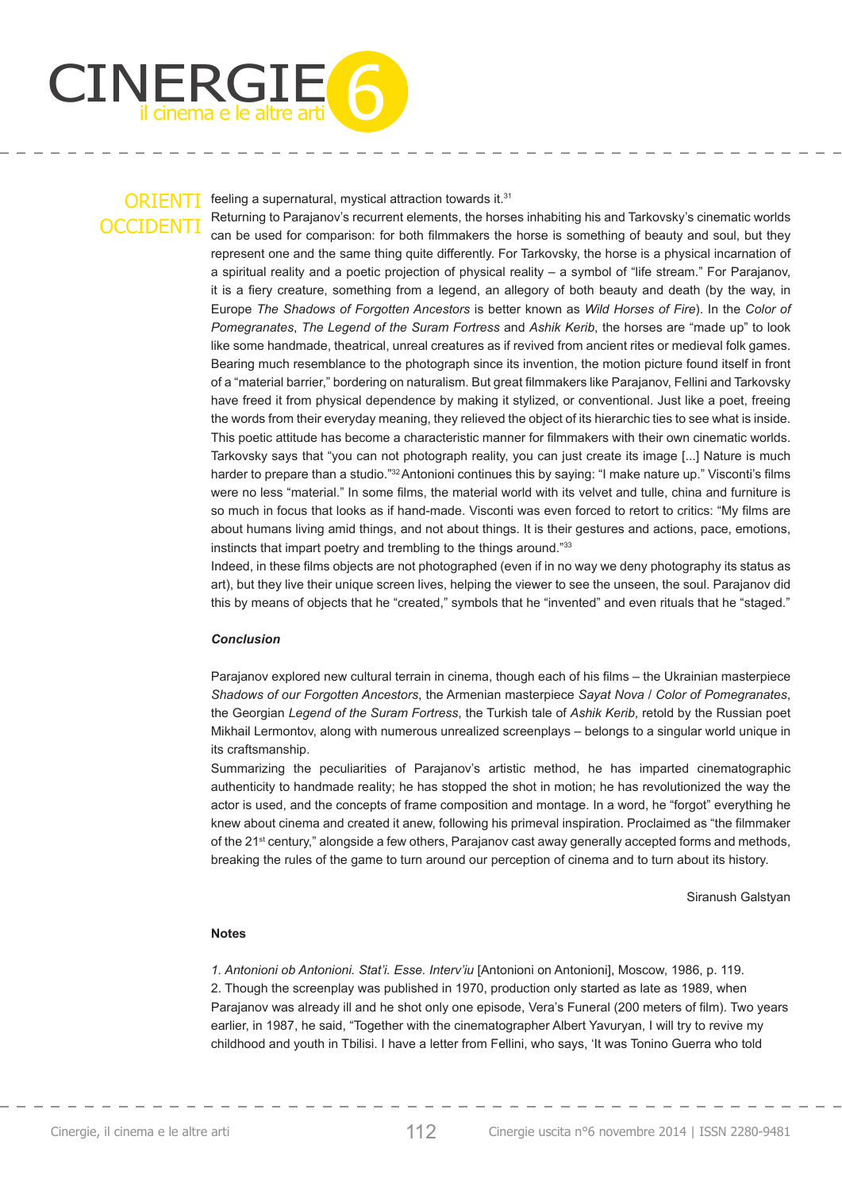feeling a supernatural, mystical attraction towards it.[31]

Returning to Parajanov's recurrent elements, the horses inhabiting his and Tarkovsky's cinematic worlds can be used for comparison: for both filmmakers the horse is something of beauty and soul, but they represent one and the same thing quite differently. For Tarkovsky, the horse is a physical incarnation of a spiritual reality and a poetic projection of physical reality – a symbol of "life stream." For Parajanov, it is a fiery creature, something from a legend, an allegory of both beauty and death (by the way, in Europe *The Shadows of Forgotten Ancestors* is better known as *Wild Horses of Fire*). In the *Color of Pomegranates*, *The Legend of the Suram Fortress* and *Ashik Kerib*, the horses are "made up" to look like some handmade, theatrical, unreal creatures as if revived from ancient rites or medieval folk games. Bearing much resemblance to the photograph since its invention, the motion picture found itself in front of a "material barrier," bordering on naturalism. But great filmmakers like Parajanov, Fellini and Tarkovsky have freed it from physical dependence by making it stylized, or conventional. Just like a poet, freeing the words from their everyday meaning, they relieved the object of its hierarchic ties to see what is inside. This poetic attitude has become a characteristic manner for filmmakers with their own cinematic worlds. Tarkovsky says that "you can not photograph reality, you can just create its image [...] Nature is much harder to prepare than a studio."[32] Antonioni continues this by saying: "I make nature up." Visconti's films were no less "material." In some films, the material world with its velvet and tulle, china and furniture is so much in focus that looks as if hand-made. Visconti was even forced to retort to critics: "My films are about humans living amid things, and not about things. It is their gestures and actions, pace, emotions, instincts that impart poetry and trembling to the things around."[33]

Indeed, in these films objects are not photographed (even if in no way we deny photography its status as art), but they live their unique screen lives, helping the viewer to see the unseen, the soul. Parajanov did this by means of objects that he "created," symbols that he "invented" and even rituals that he "staged."

### *Conclusion*

Parajanov explored new cultural terrain in cinema, though each of his films – the Ukrainian masterpiece *Shadows of our Forgotten Ancestors*, the Armenian masterpiece *Sayat Nova* / *Color of Pomegranates*, the Georgian *Legend of the Suram Fortress*, the Turkish tale of *Ashik Kerib*, retold by the Russian poet Mikhail Lermontov, along with numerous unrealized screenplays – belongs to a singular world unique in its craftsmanship.

Summarizing the peculiarities of Parajanov's artistic method, he has imparted cinematographic authenticity to handmade reality; he has stopped the shot in motion; he has revolutionized the way the actor is used, and the concepts of frame composition and montage. In a word, he "forgot" everything he knew about cinema and created it anew, following his primeval inspiration. Proclaimed as "the filmmaker of the 21st century," alongside a few others, Parajanov cast away generally accepted forms and methods, breaking the rules of the game to turn around our perception of cinema and to turn about its history.

Siranush Galstyan

### Notes

1. *Antonioni ob Antonioni. Stat'i. Esse. Interv'iu* [Antonioni on Antonioni], Moscow, 1986, p. 119.

2. Though the screenplay was published in 1970, production only started as late as 1989, when Parajanov was already ill and he shot only one episode, Vera's Funeral (200 meters of film). Two years earlier, in 1987, he said, "Together with the cinematographer Albert Yavuryan, I will try to revive my childhood and youth in Tbilisi. I have a letter from Fellini, who says, 'It was Tonino Guerra who told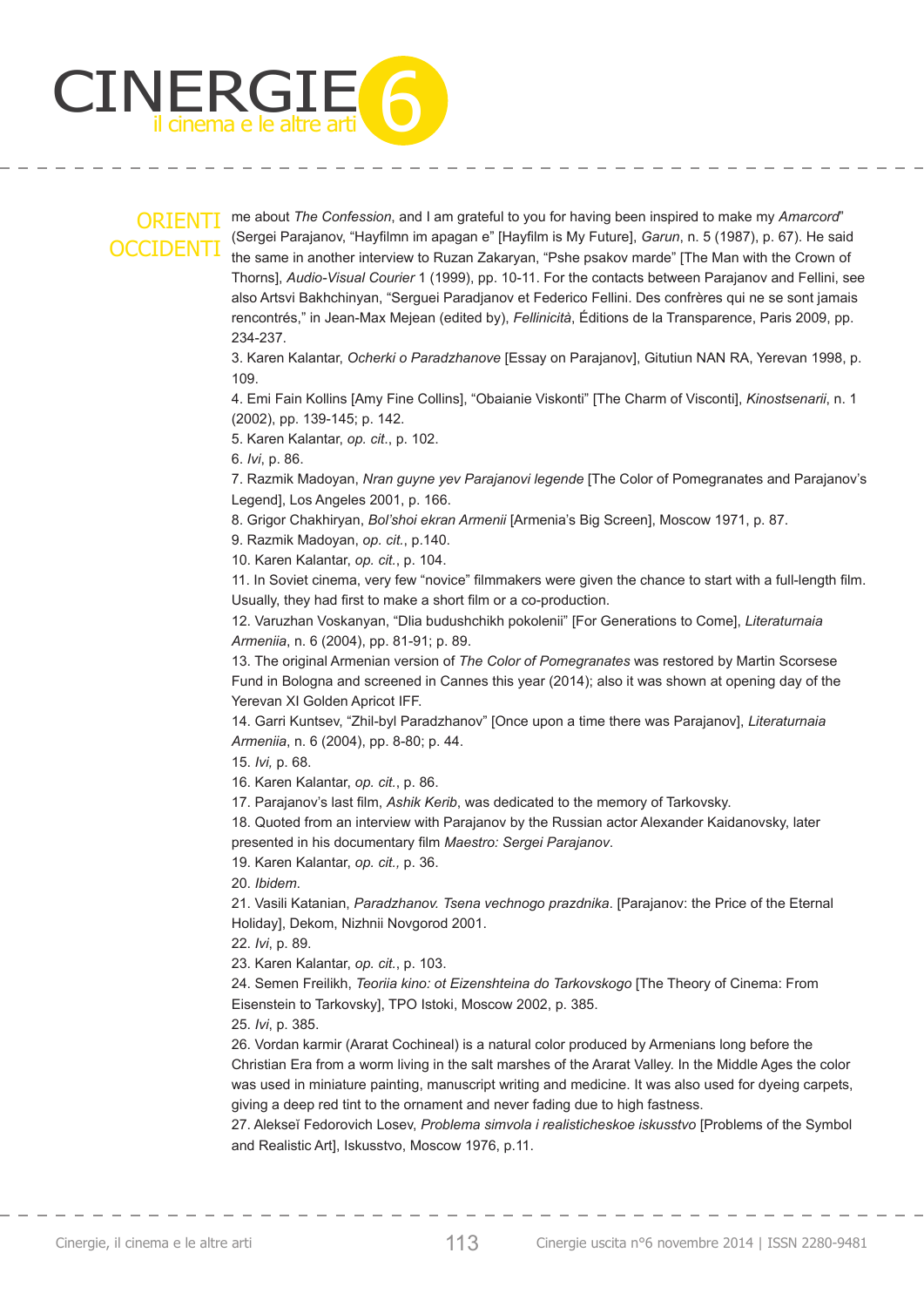me about *The Confession*, and I am grateful to you for having been inspired to make my *Amarcord*" (Sergei Parajanov, "Hayfilmn im apagan e" [Hayfilm is My Future], *Garun*, n. 5 (1987), p. 67). He said the same in another interview to Ruzan Zakaryan, "Pshe psakov marde" [The Man with the Crown of Thorns], *Audio-Visual Courier* 1 (1999), pp. 10-11. For the contacts between Parajanov and Fellini, see also Artsvi Bakhchinyan, "Serguei Paradjanov et Federico Fellini. Des confrères qui ne se sont jamais rencontrés," in Jean-Max Mejean (edited by), *Fellinicità*, Éditions de la Transparence, Paris 2009, pp. 234-237.

3. Karen Kalantar, *Ocherki o Paradzhanove* [Essay on Parajanov], Gitutiun NAN RA, Yerevan 1998, p. 109.

4. Emi Fain Kollins [Amy Fine Collins], "Obaianie Viskonti" [The Charm of Visconti], *Kinostsenarii*, n. 1 (2002), pp. 139-145; p. 142.

5. Karen Kalantar, *op. cit.*, p. 102.

6. *Ivi*, p. 86.

7. Razmik Madoyan, *Nran guyne yev Parajanovi legende* [The Color of Pomegranates and Parajanov's Legend], Los Angeles 2001, p. 166.

8. Grigor Chakhiryan, *Bol'shoi ekran Armenii* [Armenia's Big Screen], Moscow 1971, p. 87.

9. Razmik Madoyan, *op. cit.*, p.140.

10. Karen Kalantar, *op. cit.*, p. 104.

11. In Soviet cinema, very few "novice" filmmakers were given the chance to start with a full-length film. Usually, they had first to make a short film or a co-production.

12. Varuzhan Voskanyan, "Dlia budushchikh pokolenii" [For Generations to Come], *Literaturnaia Armeniia*, n. 6 (2004), pp. 81-91; p. 89.

13. The original Armenian version of *The Color of Pomegranates* was restored by Martin Scorsese Fund in Bologna and screened in Cannes this year (2014); also it was shown at opening day of the Yerevan XI Golden Apricot IFF.

14. Garri Kuntsev, "Zhil-byl Paradzhanov" [Once upon a time there was Parajanov], *Literaturnaia Armeniia*, n. 6 (2004), pp. 8-80; p. 44.

15. *Ivi*, p. 68.

16. Karen Kalantar, *op. cit.*, p. 86.

17. Parajanov's last film, *Ashik Kerib*, was dedicated to the memory of Tarkovsky.

18. Quoted from an interview with Parajanov by the Russian actor Alexander Kaidanovsky, later presented in his documentary film *Maestro: Sergei Parajanov*.

19. Karen Kalantar, *op. cit.,* p. 36.

20. *Ibidem.*

21. Vasili Katanian, *Paradzhanov. Tsena vechnogo prazdnika*. [Parajanov: the Price of the Eternal Holiday], Dekom, Nizhnii Novgorod 2001.

22. *Ivi*, p. 89.

23. Karen Kalantar, *op. cit.*, p. 103.

24. Semen Freilikh, *Teoriia kino: ot Eizenshteina do Tarkovskogo* [The Theory of Cinema: From Eisenstein to Tarkovsky], TPO Istoki, Moscow 2002, p. 385.

25. *Ivi*, p. 385.

26. Vordan karmir (Ararat Cochineal) is a natural color produced by Armenians long before the Christian Era from a worm living in the salt marshes of the Ararat Valley. In the Middle Ages the color was used in miniature painting, manuscript writing and medicine. It was also used for dyeing carpets, giving a deep red tint to the ornament and never fading due to high fastness.

27. Alekseĭ Fedorovich Losev, *Problema simvola i realisticheskoe iskusstvo* [Problems of the Symbol and Realistic Art], Iskusstvo, Moscow 1976, p.11.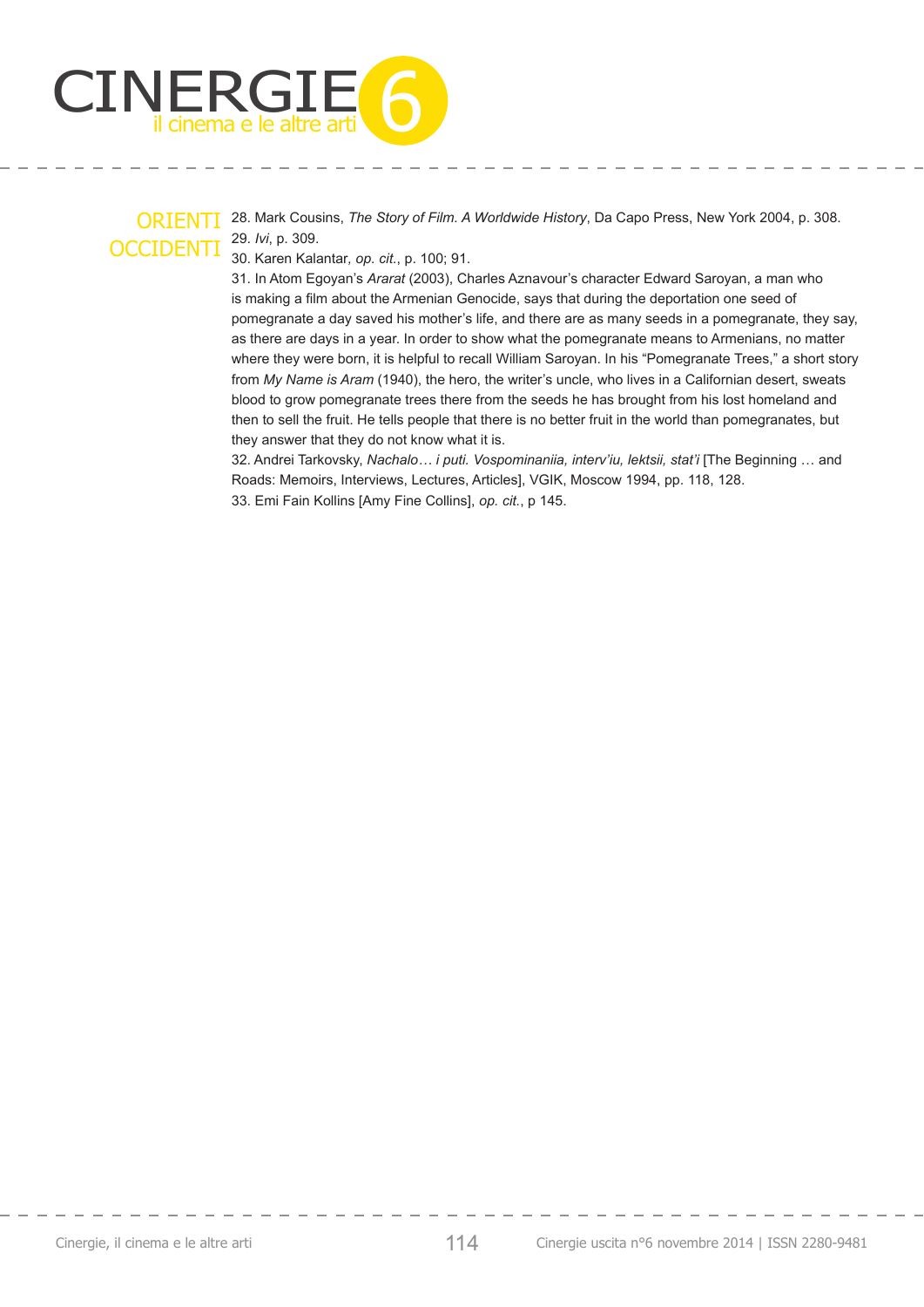28. Mark Cousins, *The Story of Film. A Worldwide History*, Da Capo Press, New York 2004, p. 308.
29. *Ivi*, p. 309.
30. Karen Kalantar*, op. cit.*, p. 100; 91.
31. In Atom Egoyan's *Ararat* (2003), Charles Aznavour's character Edward Saroyan, a man who is making a film about the Armenian Genocide, says that during the deportation one seed of pomegranate a day saved his mother's life, and there are as many seeds in a pomegranate, they say, as there are days in a year. In order to show what the pomegranate means to Armenians, no matter where they were born, it is helpful to recall William Saroyan. In his "Pomegranate Trees," a short story from *My Name is Aram* (1940), the hero, the writer's uncle, who lives in a Californian desert, sweats blood to grow pomegranate trees there from the seeds he has brought from his lost homeland and then to sell the fruit. He tells people that there is no better fruit in the world than pomegranates, but they answer that they do not know what it is.
32. Andrei Tarkovsky, *Nachalo… i puti. Vospominaniia, interv'iu, lektsii, stat'i* [The Beginning … and Roads: Memoirs, Interviews, Lectures, Articles], VGIK, Moscow 1994, pp. 118, 128.
33. Emi Fain Kollins [Amy Fine Collins], *op. cit.*, p 145.